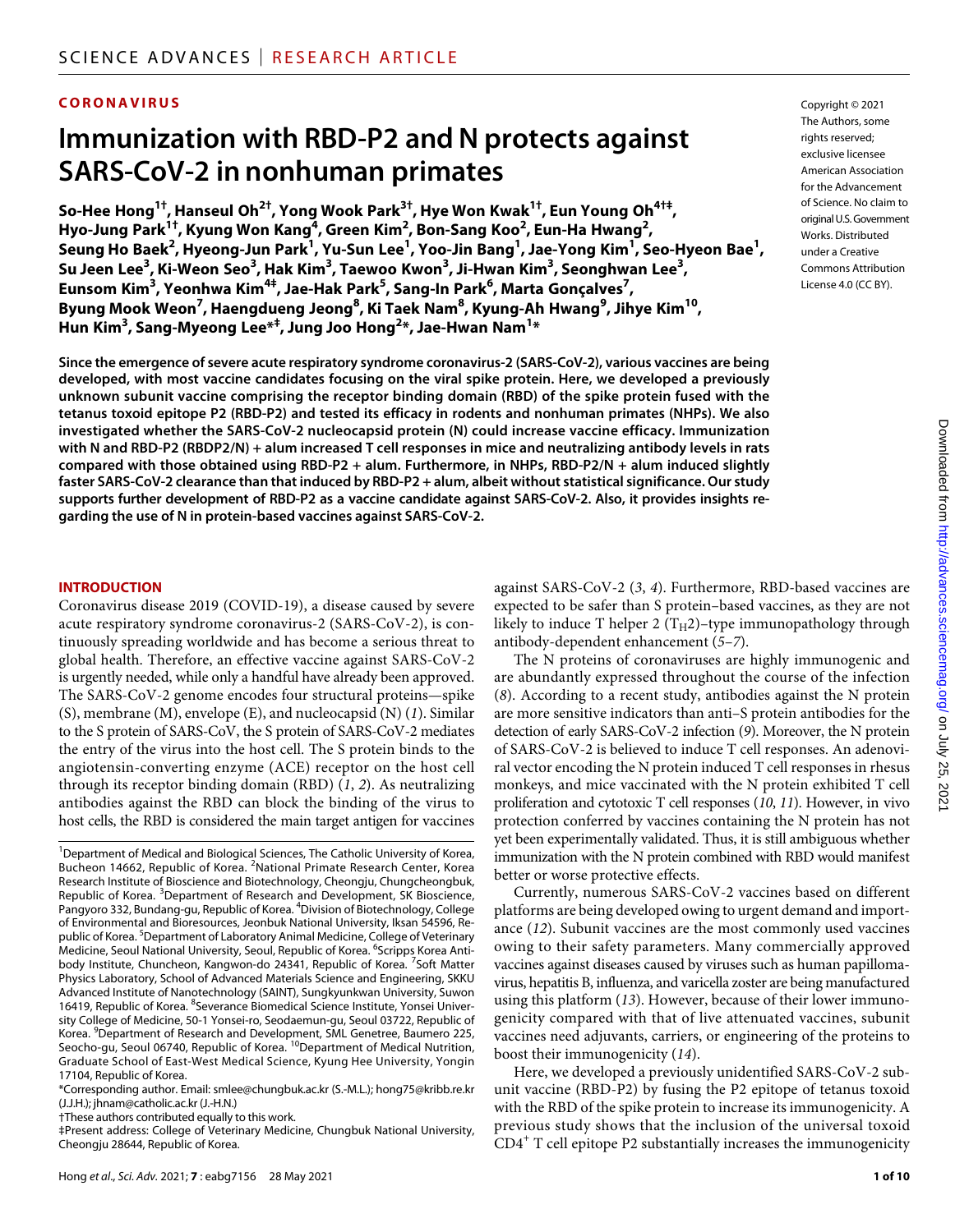CORONAVIRUS

# Immunization with RBD-P2 and N protects against SARS-CoV-2 in nonhuman primates

**So-Hee Hong[1†], Hanseul Oh[2†], Yong Wook Park[3†], Hye Won Kwak[1†], Eun Young Oh[4†‡], Hyo-Jung Park[1†], Kyung Won Kang[4], Green Kim[2], Bon-Sang Koo[2], Eun-Ha Hwang[2], Seung Ho Baek[2], Hyeong-Jun Park[1], Yu-Sun Lee[1], Yoo-Jin Bang[1], Jae-Yong Kim[1], Seo-Hyeon Bae[1], Su Jeen Lee[3], Ki-Weon Seo[3], Hak Kim[3], Taewoo Kwon[3], Ji-Hwan Kim[3], Seonghwan Lee[3], Eunsom Kim[3], Yeonhwa Kim[4‡], Jae-Hak Park[5], Sang-In Park[6], Marta Gonçalves[7], Byung Mook Weon[7], Haengdueng Jeong[8], Ki Taek Nam[8], Kyung-Ah Hwang[9], Jihye Kim[10], Hun Kim[3], Sang-Myeong Lee*‡, Jung Joo Hong[2]*, Jae-Hwan Nam[1]***

Copyright © 2021 The Authors, some rights reserved; exclusive licensee American Association for the Advancement of Science. No claim to original U.S. Government Works. Distributed under a Creative Commons Attribution License 4.0 (CC BY).

**Since the emergence of severe acute respiratory syndrome coronavirus-2 (SARS-CoV-2), various vaccines are being developed, with most vaccine candidates focusing on the viral spike protein. Here, we developed a previously unknown subunit vaccine comprising the receptor binding domain (RBD) of the spike protein fused with the tetanus toxoid epitope P2 (RBD-P2) and tested its efficacy in rodents and nonhuman primates (NHPs). We also investigated whether the SARS-CoV-2 nucleocapsid protein (N) could increase vaccine efficacy. Immunization with N and RBD-P2 (RBDP2/N) + alum increased T cell responses in mice and neutralizing antibody levels in rats compared with those obtained using RBD-P2 + alum. Furthermore, in NHPs, RBD-P2/N + alum induced slightly faster SARS-CoV-2 clearance than that induced by RBD-P2 + alum, albeit without statistical significance. Our study supports further development of RBD-P2 as a vaccine candidate against SARS-CoV-2. Also, it provides insights regarding the use of N in protein-based vaccines against SARS-CoV-2.**

## INTRODUCTION

Coronavirus disease 2019 (COVID-19), a disease caused by severe acute respiratory syndrome coronavirus-2 (SARS-CoV-2), is continuously spreading worldwide and has become a serious threat to global health. Therefore, an effective vaccine against SARS-CoV-2 is urgently needed, while only a handful have already been approved. The SARS-CoV-2 genome encodes four structural proteins—spike (S), membrane (M), envelope (E), and nucleocapsid (N) (*1*). Similar to the S protein of SARS-CoV, the S protein of SARS-CoV-2 mediates the entry of the virus into the host cell. The S protein binds to the angiotensin-converting enzyme (ACE) receptor on the host cell through its receptor binding domain (RBD) (*1*, *2*). As neutralizing antibodies against the RBD can block the binding of the virus to host cells, the RBD is considered the main target antigen for vaccines against SARS-CoV-2 (*3*, *4*). Furthermore, RBD-based vaccines are expected to be safer than S protein–based vaccines, as they are not likely to induce T helper 2 ($T_H2$)–type immunopathology through antibody-dependent enhancement (*5*–*7*).

The N proteins of coronaviruses are highly immunogenic and are abundantly expressed throughout the course of the infection (*8*). According to a recent study, antibodies against the N protein are more sensitive indicators than anti–S protein antibodies for the detection of early SARS-CoV-2 infection (*9*). Moreover, the N protein of SARS-CoV-2 is believed to induce T cell responses. An adenoviral vector encoding the N protein induced T cell responses in rhesus monkeys, and mice vaccinated with the N protein exhibited T cell proliferation and cytotoxic T cell responses (*10*, *11*). However, in vivo protection conferred by vaccines containing the N protein has not yet been experimentally validated. Thus, it is still ambiguous whether immunization with the N protein combined with RBD would manifest better or worse protective effects.

Currently, numerous SARS-CoV-2 vaccines based on different platforms are being developed owing to urgent demand and importance (*12*). Subunit vaccines are the most commonly used vaccines owing to their safety parameters. Many commercially approved vaccines against diseases caused by viruses such as human papillomavirus, hepatitis B, influenza, and varicella zoster are being manufactured using this platform (*13*). However, because of their lower immunogenicity compared with that of live attenuated vaccines, subunit vaccines need adjuvants, carriers, or engineering of the proteins to boost their immunogenicity (*14*).

Here, we developed a previously unidentified SARS-CoV-2 subunit vaccine (RBD-P2) by fusing the P2 epitope of tetanus toxoid with the RBD of the spike protein to increase its immunogenicity. A previous study shows that the inclusion of the universal toxoid $CD4^+$ T cell epitope P2 substantially increases the immunogenicity

---

[1]Department of Medical and Biological Sciences, The Catholic University of Korea, Bucheon 14662, Republic of Korea. [2]National Primate Research Center, Korea Research Institute of Bioscience and Biotechnology, Cheongju, Chungcheongbuk, Republic of Korea. [3]Department of Research and Development, SK Bioscience, Pangyoro 332, Bundang-gu, Republic of Korea. [4]Division of Biotechnology, College of Environmental and Bioresources, Jeonbuk National University, Iksan 54596, Republic of Korea. [5]Department of Laboratory Animal Medicine, College of Veterinary Medicine, Seoul National University, Seoul, Republic of Korea. [6]Scripps Korea Antibody Institute, Chuncheon, Kangwon-do 24341, Republic of Korea. [7]Soft Matter Physics Laboratory, School of Advanced Materials Science and Engineering, SKKU Advanced Institute of Nanotechnology (SAINT), Sungkyunkwan University, Suwon 16419, Republic of Korea. [8]Severance Biomedical Science Institute, Yonsei University College of Medicine, 50-1 Yonsei-ro, Seodaemun-gu, Seoul 03722, Republic of Korea. [9]Department of Research and Development, SML Genetree, Baumero 225, Seocho-gu, Seoul 06740, Republic of Korea. [10]Department of Medical Nutrition, Graduate School of East-West Medical Science, Kyung Hee University, Yongin 17104, Republic of Korea.

*Corresponding author. Email: smlee@chungbuk.ac.kr (S.-M.L.); hong75@kribb.re.kr (J.J.H.); jhnam@catholic.ac.kr (J.-H.N.)

†These authors contributed equally to this work.

‡Present address: College of Veterinary Medicine, Chungbuk National University, Cheongju 28644, Republic of Korea.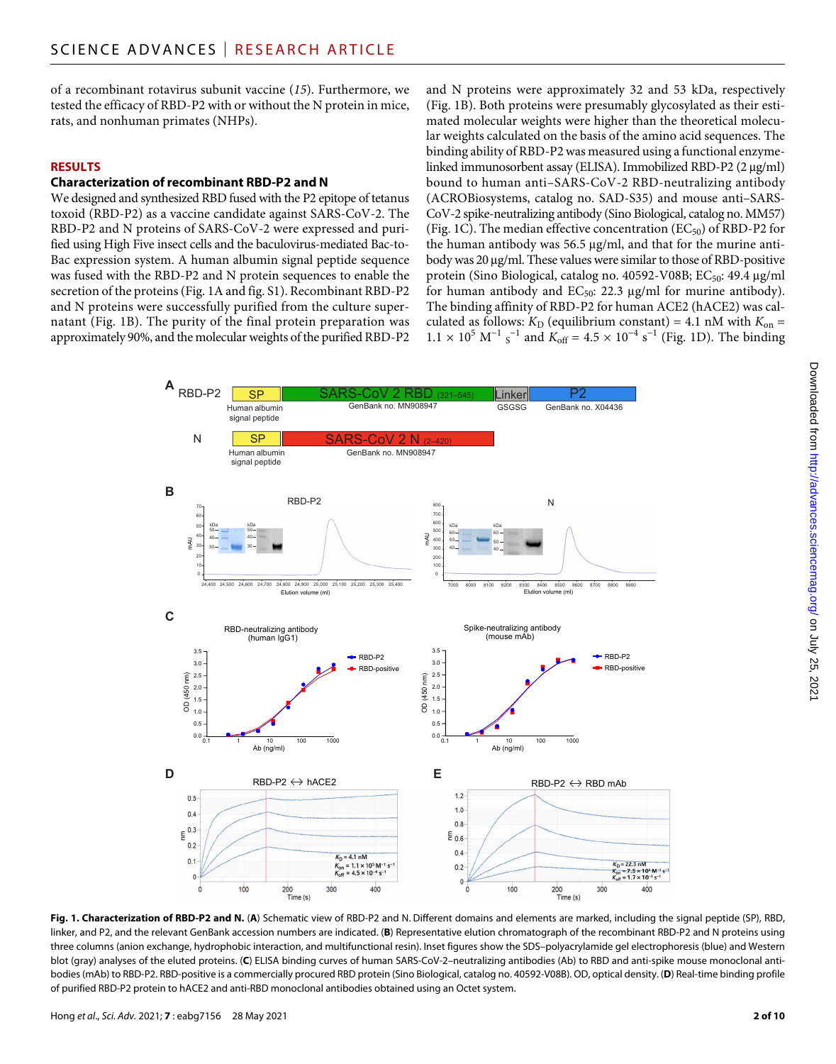of a recombinant rotavirus subunit vaccine (*15*). Furthermore, we tested the efficacy of RBD-P2 with or without the N protein in mice, rats, and nonhuman primates (NHPs).

## RESULTS

### Characterization of recombinant RBD-P2 and N

We designed and synthesized RBD fused with the P2 epitope of tetanus toxoid (RBD-P2) as a vaccine candidate against SARS-CoV-2. The RBD-P2 and N proteins of SARS-CoV-2 were expressed and purified using High Five insect cells and the baculovirus-mediated Bac-to-Bac expression system. A human albumin signal peptide sequence was fused with the RBD-P2 and N protein sequences to enable the secretion of the proteins (Fig. 1A and fig. S1). Recombinant RBD-P2 and N proteins were successfully purified from the culture supernatant (Fig. 1B). The purity of the final protein preparation was approximately 90%, and the molecular weights of the purified RBD-P2 and N proteins were approximately 32 and 53 kDa, respectively (Fig. 1B). Both proteins were presumably glycosylated as their estimated molecular weights were higher than the theoretical molecular weights calculated on the basis of the amino acid sequences. The binding ability of RBD-P2 was measured using a functional enzyme-linked immunosorbent assay (ELISA). Immobilized RBD-P2 (2 μg/ml) bound to human anti–SARS-CoV-2 RBD-neutralizing antibody (ACROBiosystems, catalog no. SAD-S35) and mouse anti–SARS-CoV-2 spike-neutralizing antibody (Sino Biological, catalog no. MM57) (Fig. 1C). The median effective concentration ($EC_{50}$) of RBD-P2 for the human antibody was 56.5 μg/ml, and that for the murine antibody was 20 μg/ml. These values were similar to those of RBD-positive protein (Sino Biological, catalog no. 40592-V08B; $EC_{50}$: 49.4 μg/ml for human antibody and $EC_{50}$: 22.3 μg/ml for murine antibody). The binding affinity of RBD-P2 for human ACE2 (hACE2) was calculated as follows: $K_D$ (equilibrium constant) = 4.1 nM with $K_{on}$ = $1.1 \times 10^5$ $M^{-1}$ $s^{-1}$ and $K_{off}$ = $4.5 \times 10^{-4}$ $s^{-1}$ (Fig. 1D). The binding

**Fig. 1. Characterization of RBD-P2 and N.** (**A**) Schematic view of RBD-P2 and N. Different domains and elements are marked, including the signal peptide (SP), RBD, linker, and P2, and the relevant GenBank accession numbers are indicated. (**B**) Representative elution chromatograph of the recombinant RBD-P2 and N proteins using three columns (anion exchange, hydrophobic interaction, and multifunctional resin). Inset figures show the SDS–polyacrylamide gel electrophoresis (blue) and Western blot (gray) analyses of the eluted proteins. (**C**) ELISA binding curves of human SARS-CoV-2–neutralizing antibodies (Ab) to RBD and anti-spike mouse monoclonal antibodies (mAb) to RBD-P2. RBD-positive is a commercially procured RBD protein (Sino Biological, catalog no. 40592-V08B). OD, optical density. (**D**) Real-time binding profile of purified RBD-P2 protein to hACE2 and anti-RBD monoclonal antibodies obtained using an Octet system.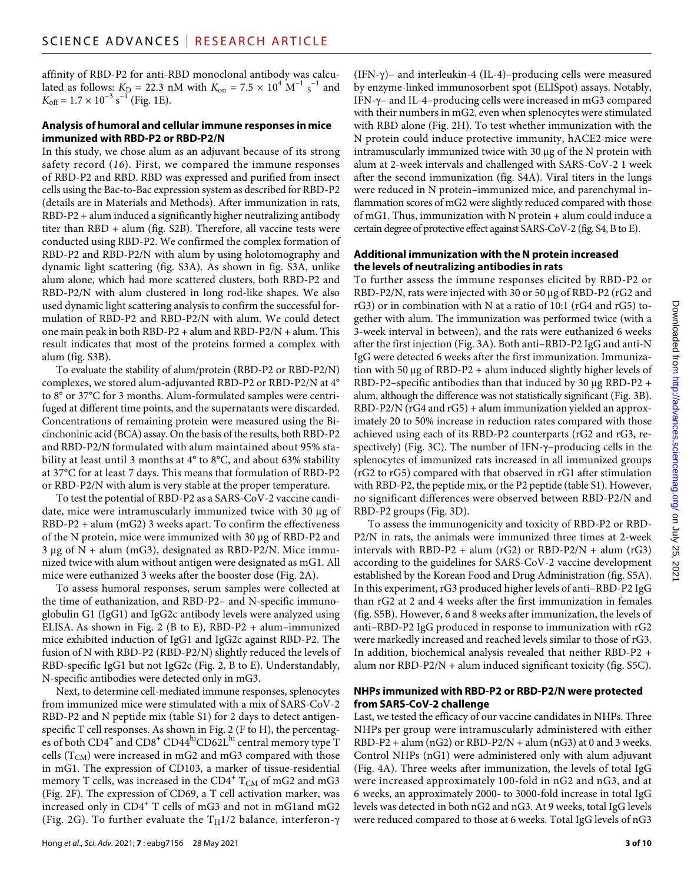affinity of RBD-P2 for anti-RBD monoclonal antibody was calculated as follows: $K_D$ = 22.3 nM with $K_{on} = 7.5 \times 10^4\ M^{-1}\ s^{-1}$ and $K_{off} = 1.7 \times 10^{-3}\ s^{-1}$ (Fig. 1E).

### Analysis of humoral and cellular immune responses in mice immunized with RBD-P2 or RBD-P2/N

In this study, we chose alum as an adjuvant because of its strong safety record (*16*). First, we compared the immune responses of RBD-P2 and RBD. RBD was expressed and purified from insect cells using the Bac-to-Bac expression system as described for RBD-P2 (details are in Materials and Methods). After immunization in rats, RBD-P2 + alum induced a significantly higher neutralizing antibody titer than RBD + alum (fig. S2B). Therefore, all vaccine tests were conducted using RBD-P2. We confirmed the complex formation of RBD-P2 and RBD-P2/N with alum by using holotomography and dynamic light scattering (fig. S3A). As shown in fig. S3A, unlike alum alone, which had more scattered clusters, both RBD-P2 and RBD-P2/N with alum clustered in long rod-like shapes. We also used dynamic light scattering analysis to confirm the successful formulation of RBD-P2 and RBD-P2/N with alum. We could detect one main peak in both RBD-P2 + alum and RBD-P2/N + alum. This result indicates that most of the proteins formed a complex with alum (fig. S3B).

To evaluate the stability of alum/protein (RBD-P2 or RBD-P2/N) complexes, we stored alum-adjuvanted RBD-P2 or RBD-P2/N at 4° to 8° or 37°C for 3 months. Alum-formulated samples were centrifuged at different time points, and the supernatants were discarded. Concentrations of remaining protein were measured using the Bicinchoninic acid (BCA) assay. On the basis of the results, both RBD-P2 and RBD-P2/N formulated with alum maintained about 95% stability at least until 3 months at 4° to 8°C, and about 63% stability at 37°C for at least 7 days. This means that formulation of RBD-P2 or RBD-P2/N with alum is very stable at the proper temperature.

To test the potential of RBD-P2 as a SARS-CoV-2 vaccine candidate, mice were intramuscularly immunized twice with 30 μg of RBD-P2 + alum (mG2) 3 weeks apart. To confirm the effectiveness of the N protein, mice were immunized with 30 μg of RBD-P2 and 3 μg of N + alum (mG3), designated as RBD-P2/N. Mice immunized twice with alum without antigen were designated as mG1. All mice were euthanized 3 weeks after the booster dose (Fig. 2A).

To assess humoral responses, serum samples were collected at the time of euthanization, and RBD-P2– and N-specific immunoglobulin G1 (IgG1) and IgG2c antibody levels were analyzed using ELISA. As shown in Fig. 2 (B to E), RBD-P2 + alum–immunized mice exhibited induction of IgG1 and IgG2c against RBD-P2. The fusion of N with RBD-P2 (RBD-P2/N) slightly reduced the levels of RBD-specific IgG1 but not IgG2c (Fig. 2, B to E). Understandably, N-specific antibodies were detected only in mG3.

Next, to determine cell-mediated immune responses, splenocytes from immunized mice were stimulated with a mix of SARS-CoV-2 RBD-P2 and N peptide mix (table S1) for 2 days to detect antigen-specific T cell responses. As shown in Fig. 2 (F to H), the percentages of both $CD4^+$ and $CD8^+$ $CD44^{hi}CD62L^{hi}$ central memory type T cells ($T_{CM}$) were increased in mG2 and mG3 compared with those in mG1. The expression of CD103, a marker of tissue-residential memory T cells, was increased in the $CD4^+$ $T_{CM}$ of mG2 and mG3 (Fig. 2F). The expression of CD69, a T cell activation marker, was increased only in $CD4^+$ T cells of mG3 and not in mG1and mG2 (Fig. 2G). To further evaluate the $T_H1/2$ balance, interferon-γ (IFN-γ)– and interleukin-4 (IL-4)–producing cells were measured by enzyme-linked immunosorbent spot (ELISpot) assays. Notably, IFN-γ– and IL-4–producing cells were increased in mG3 compared with their numbers in mG2, even when splenocytes were stimulated with RBD alone (Fig. 2H). To test whether immunization with the N protein could induce protective immunity, hACE2 mice were intramuscularly immunized twice with 30 μg of the N protein with alum at 2-week intervals and challenged with SARS-CoV-2 1 week after the second immunization (fig. S4A). Viral titers in the lungs were reduced in N protein–immunized mice, and parenchymal inflammation scores of mG2 were slightly reduced compared with those of mG1. Thus, immunization with N protein + alum could induce a certain degree of protective effect against SARS-CoV-2 (fig. S4, B to E).

### Additional immunization with the N protein increased the levels of neutralizing antibodies in rats

To further assess the immune responses elicited by RBD-P2 or RBD-P2/N, rats were injected with 30 or 50 μg of RBD-P2 (rG2 and rG3) or in combination with N at a ratio of 10:1 (rG4 and rG5) together with alum. The immunization was performed twice (with a 3-week interval in between), and the rats were euthanized 6 weeks after the first injection (Fig. 3A). Both anti–RBD-P2 IgG and anti-N IgG were detected 6 weeks after the first immunization. Immunization with 50 μg of RBD-P2 + alum induced slightly higher levels of RBD-P2–specific antibodies than that induced by 30 μg RBD-P2 + alum, although the difference was not statistically significant (Fig. 3B). RBD-P2/N (rG4 and rG5) + alum immunization yielded an approximately 20 to 50% increase in reduction rates compared with those achieved using each of its RBD-P2 counterparts (rG2 and rG3, respectively) (Fig. 3C). The number of IFN-γ–producing cells in the splenocytes of immunized rats increased in all immunized groups (rG2 to rG5) compared with that observed in rG1 after stimulation with RBD-P2, the peptide mix, or the P2 peptide (table S1). However, no significant differences were observed between RBD-P2/N and RBD-P2 groups (Fig. 3D).

To assess the immunogenicity and toxicity of RBD-P2 or RBD-P2/N in rats, the animals were immunized three times at 2-week intervals with RBD-P2 + alum (rG2) or RBD-P2/N + alum (rG3) according to the guidelines for SARS-CoV-2 vaccine development established by the Korean Food and Drug Administration (fig. S5A). In this experiment, rG3 produced higher levels of anti–RBD-P2 IgG than rG2 at 2 and 4 weeks after the first immunization in females (fig. S5B). However, 6 and 8 weeks after immunization, the levels of anti–RBD-P2 IgG produced in response to immunization with rG2 were markedly increased and reached levels similar to those of rG3. In addition, biochemical analysis revealed that neither RBD-P2 + alum nor RBD-P2/N + alum induced significant toxicity (fig. S5C).

### NHPs immunized with RBD-P2 or RBD-P2/N were protected from SARS-CoV-2 challenge

Last, we tested the efficacy of our vaccine candidates in NHPs. Three NHPs per group were intramuscularly administered with either RBD-P2 + alum (nG2) or RBD-P2/N + alum (nG3) at 0 and 3 weeks. Control NHPs (nG1) were administered only with alum adjuvant (Fig. 4A). Three weeks after immunization, the levels of total IgG were increased approximately 100-fold in nG2 and nG3, and at 6 weeks, an approximately 2000- to 3000-fold increase in total IgG levels was detected in both nG2 and nG3. At 9 weeks, total IgG levels were reduced compared to those at 6 weeks. Total IgG levels of nG3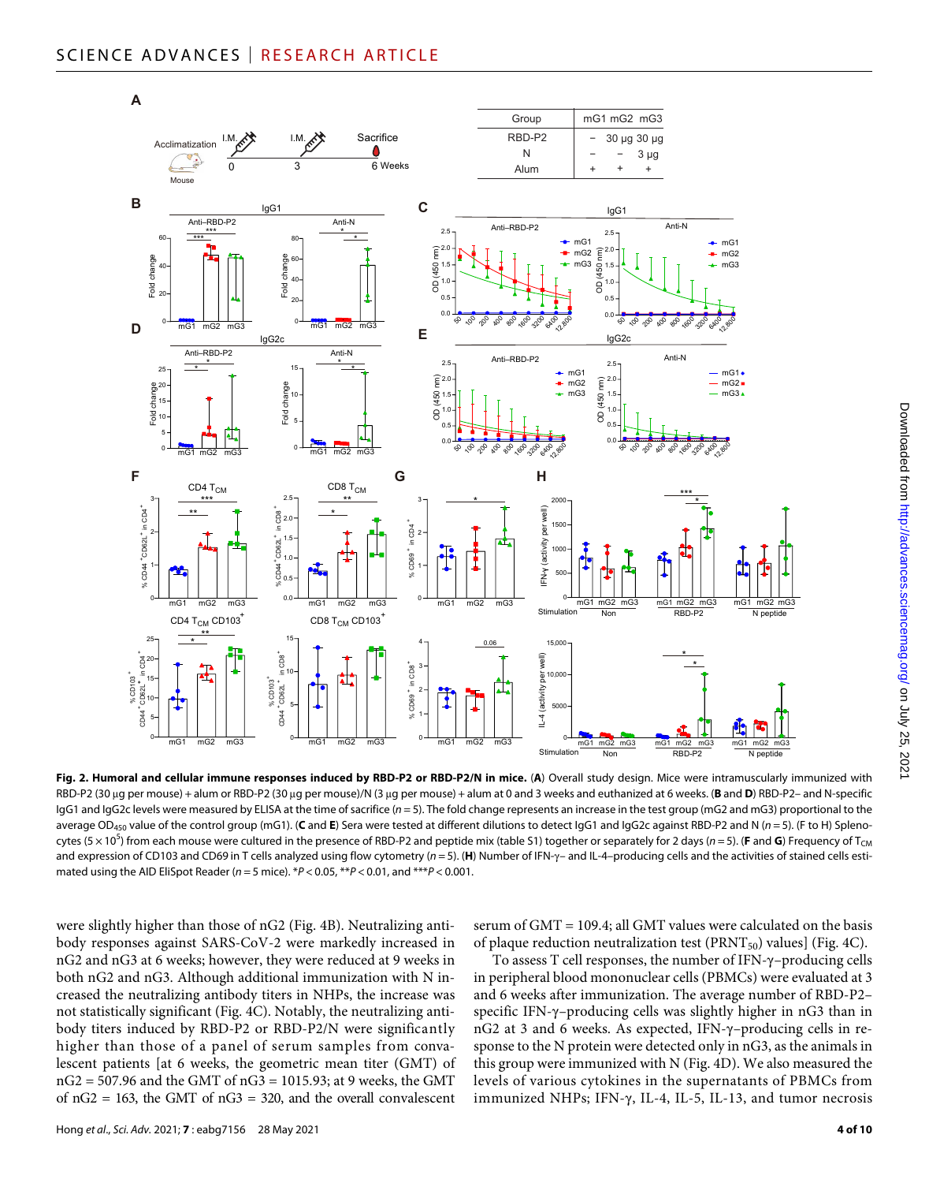**Fig. 2. Humoral and cellular immune responses induced by RBD-P2 or RBD-P2/N in mice.** (**A**) Overall study design. Mice were intramuscularly immunized with RBD-P2 (30 μg per mouse) + alum or RBD-P2 (30 μg per mouse)/N (3 μg per mouse) + alum at 0 and 3 weeks and euthanized at 6 weeks. (**B** and **D**) RBD-P2– and N-specific IgG1 and IgG2c levels were measured by ELISA at the time of sacrifice ($n = 5$). The fold change represents an increase in the test group (mG2 and mG3) proportional to the average $OD_{450}$ value of the control group (mG1). (**C** and **E**) Sera were tested at different dilutions to detect IgG1 and IgG2c against RBD-P2 and N ($n = 5$). (F to H) Splenocytes ($5 \times 10^5$) from each mouse were cultured in the presence of RBD-P2 and peptide mix (table S1) together or separately for 2 days ($n = 5$). (**F** and **G**) Frequency of $T_{CM}$ and expression of CD103 and CD69 in T cells analyzed using flow cytometry ($n = 5$). (**H**) Number of IFN-γ– and IL-4–producing cells and the activities of stained cells estimated using the AID EliSpot Reader ($n = 5$ mice). *$P < 0.05$, **$P < 0.01$, and ***$P < 0.001$.

were slightly higher than those of nG2 (Fig. 4B). Neutralizing antibody responses against SARS-CoV-2 were markedly increased in nG2 and nG3 at 6 weeks; however, they were reduced at 9 weeks in both nG2 and nG3. Although additional immunization with N increased the neutralizing antibody titers in NHPs, the increase was not statistically significant (Fig. 4C). Notably, the neutralizing antibody titers induced by RBD-P2 or RBD-P2/N were significantly higher than those of a panel of serum samples from convalescent patients [at 6 weeks, the geometric mean titer (GMT) of nG2 = 507.96 and the GMT of nG3 = 1015.93; at 9 weeks, the GMT of nG2 = 163, the GMT of nG3 = 320, and the overall convalescent serum of GMT = 109.4; all GMT values were calculated on the basis of plaque reduction neutralization test ($PRNT_{50}$) values] (Fig. 4C).

To assess T cell responses, the number of IFN-γ–producing cells in peripheral blood mononuclear cells (PBMCs) were evaluated at 3 and 6 weeks after immunization. The average number of RBD-P2–specific IFN-γ–producing cells was slightly higher in nG3 than in nG2 at 3 and 6 weeks. As expected, IFN-γ–producing cells in response to the N protein were detected only in nG3, as the animals in this group were immunized with N (Fig. 4D). We also measured the levels of various cytokines in the supernatants of PBMCs from immunized NHPs; IFN-γ, IL-4, IL-5, IL-13, and tumor necrosis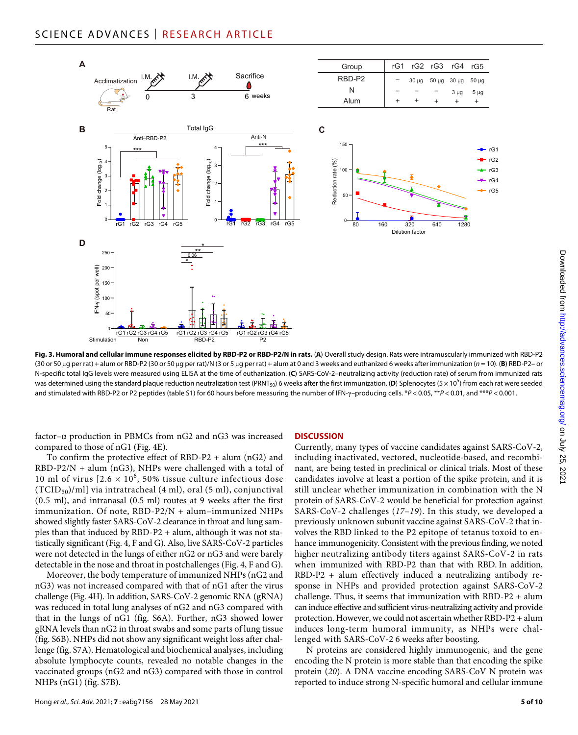**Fig. 3. Humoral and cellular immune responses elicited by RBD-P2 or RBD-P2/N in rats.** (**A**) Overall study design. Rats were intramuscularly immunized with RBD-P2 (30 or 50 μg per rat) + alum or RBD-P2 (30 or 50 μg per rat)/N (3 or 5 μg per rat) + alum at 0 and 3 weeks and euthanized 6 weeks after immunization (n = 10). (**B**) RBD-P2– or N-specific total IgG levels were measured using ELISA at the time of euthanization. (**C**) SARS-CoV-2–neutralizing activity (reduction rate) of serum from immunized rats was determined using the standard plaque reduction neutralization test ($PRNT_{50}$) 6 weeks after the first immunization. (**D**) Splenocytes ($5 \times 10^5$) from each rat were seeded and stimulated with RBD-P2 or P2 peptides (table S1) for 60 hours before measuring the number of IFN-γ–producing cells. *$P < 0.05$, **$P < 0.01$, and ***$P < 0.001$.

factor–α production in PBMCs from nG2 and nG3 was increased compared to those of nG1 (Fig. 4E).

To confirm the protective effect of RBD-P2 + alum (nG2) and RBD-P2/N + alum (nG3), NHPs were challenged with a total of 10 ml of virus [$2.6 \times 10^6$, 50% tissue culture infectious dose ($TCID_{50}$)/ml] via intratracheal (4 ml), oral (5 ml), conjunctival (0.5 ml), and intranasal (0.5 ml) routes at 9 weeks after the first immunization. Of note, RBD-P2/N + alum–immunized NHPs showed slightly faster SARS-CoV-2 clearance in throat and lung samples than that induced by RBD-P2 + alum, although it was not statistically significant (Fig. 4, F and G). Also, live SARS-CoV-2 particles were not detected in the lungs of either nG2 or nG3 and were barely detectable in the nose and throat in postchallenges (Fig. 4, F and G).

Moreover, the body temperature of immunized NHPs (nG2 and nG3) was not increased compared with that of nG1 after the virus challenge (Fig. 4H). In addition, SARS-CoV-2 genomic RNA (gRNA) was reduced in total lung analyses of nG2 and nG3 compared with that in the lungs of nG1 (fig. S6A). Further, nG3 showed lower gRNA levels than nG2 in throat swabs and some parts of lung tissue (fig. S6B). NHPs did not show any significant weight loss after challenge (fig. S7A). Hematological and biochemical analyses, including absolute lymphocyte counts, revealed no notable changes in the vaccinated groups (nG2 and nG3) compared with those in control NHPs (nG1) (fig. S7B).

## DISCUSSION

Currently, many types of vaccine candidates against SARS-CoV-2, including inactivated, vectored, nucleotide-based, and recombinant, are being tested in preclinical or clinical trials. Most of these candidates involve at least a portion of the spike protein, and it is still unclear whether immunization in combination with the N protein of SARS-CoV-2 would be beneficial for protection against SARS-CoV-2 challenges (*17–19*). In this study, we developed a previously unknown subunit vaccine against SARS-CoV-2 that involves the RBD linked to the P2 epitope of tetanus toxoid to enhance immunogenicity. Consistent with the previous finding, we noted higher neutralizing antibody titers against SARS-CoV-2 in rats when immunized with RBD-P2 than that with RBD. In addition, RBD-P2 + alum effectively induced a neutralizing antibody response in NHPs and provided protection against SARS-CoV-2 challenge. Thus, it seems that immunization with RBD-P2 + alum can induce effective and sufficient virus-neutralizing activity and provide protection. However, we could not ascertain whether RBD-P2 + alum induces long-term humoral immunity, as NHPs were challenged with SARS-CoV-2 6 weeks after boosting.

N proteins are considered highly immunogenic, and the gene encoding the N protein is more stable than that encoding the spike protein (*20*). A DNA vaccine encoding SARS-CoV N protein was reported to induce strong N-specific humoral and cellular immune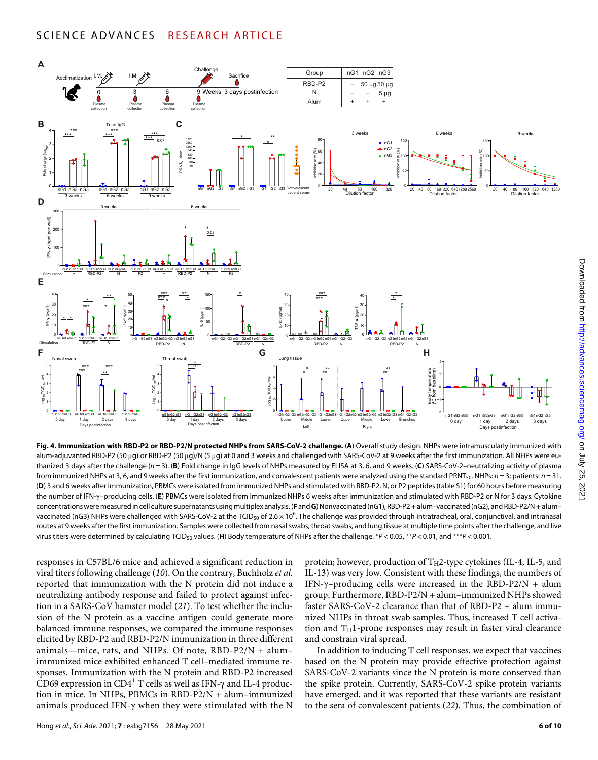**Fig. 4. Immunization with RBD-P2 or RBD-P2/N protected NHPs from SARS-CoV-2 challenge.** (**A**) Overall study design. NHPs were intramuscularly immunized with alum-adjuvanted RBD-P2 (50 μg) or RBD-P2 (50 μg)/N (5 μg) at 0 and 3 weeks and challenged with SARS-CoV-2 at 9 weeks after the first immunization. All NHPs were euthanized 3 days after the challenge ($n = 3$). (**B**) Fold change in IgG levels of NHPs measured by ELISA at 3, 6, and 9 weeks. (**C**) SARS-CoV-2–neutralizing activity of plasma from immunized NHPs at 3, 6, and 9 weeks after the first immunization, and convalescent patients were analyzed using the standard $PRNT_{50}$. NHPs: $n = 3$; patients: $n = 31$. (**D**) 3 and 6 weeks after immunization, PBMCs were isolated from immunized NHPs and stimulated with RBD-P2, N, or P2 peptides (table S1) for 60 hours before measuring the number of IFN-γ–producing cells. (**E**) PBMCs were isolated from immunized NHPs 6 weeks after immunization and stimulated with RBD-P2 or N for 3 days. Cytokine concentrations were measured in cell culture supernatants using multiplex analysis. (**F** and **G**) Nonvaccinated (nG1), RBD-P2 + alum–vaccinated (nG2), and RBD-P2/N + alum–vaccinated (nG3) NHPs were challenged with SARS-CoV-2 at the $TCID_{50}$ of $2.6 \times 10^6$. The challenge was provided through intratracheal, oral, conjunctival, and intranasal routes at 9 weeks after the first immunization. Samples were collected from nasal swabs, throat swabs, and lung tissue at multiple time points after the challenge, and live virus titers were determined by calculating $TCID_{50}$ values. (**H**) Body temperature of NHPs after the challenge. *$P < 0.05$, **$P < 0.01$, and ***$P < 0.001$.

responses in C57BL/6 mice and achieved a significant reduction in viral titers following challenge (10). On the contrary, Buchholz *et al.* reported that immunization with the N protein did not induce a neutralizing antibody response and failed to protect against infection in a SARS-CoV hamster model (21). To test whether the inclusion of the N protein as a vaccine antigen could generate more balanced immune responses, we compared the immune responses elicited by RBD-P2 and RBD-P2/N immunization in three different animals—mice, rats, and NHPs. Of note, RBD-P2/N + alum–immunized mice exhibited enhanced T cell–mediated immune responses. Immunization with the N protein and RBD-P2 increased CD69 expression in $CD4^+$ T cells as well as IFN-γ and IL-4 production in mice. In NHPs, PBMCs in RBD-P2/N + alum–immunized animals produced IFN-γ when they were stimulated with the N protein; however, production of $T_H2$-type cytokines (IL-4, IL-5, and IL-13) was very low. Consistent with these findings, the numbers of IFN-γ–producing cells were increased in the RBD-P2/N + alum group. Furthermore, RBD-P2/N + alum–immunized NHPs showed faster SARS-CoV-2 clearance than that of RBD-P2 + alum immunized NHPs in throat swab samples. Thus, increased T cell activation and $T_H1$-prone responses may result in faster viral clearance and constrain viral spread.

In addition to inducing T cell responses, we expect that vaccines based on the N protein may provide effective protection against SARS-CoV-2 variants since the N protein is more conserved than the spike protein. Currently, SARS-CoV-2 spike protein variants have emerged, and it was reported that these variants are resistant to the sera of convalescent patients (22). Thus, the combination of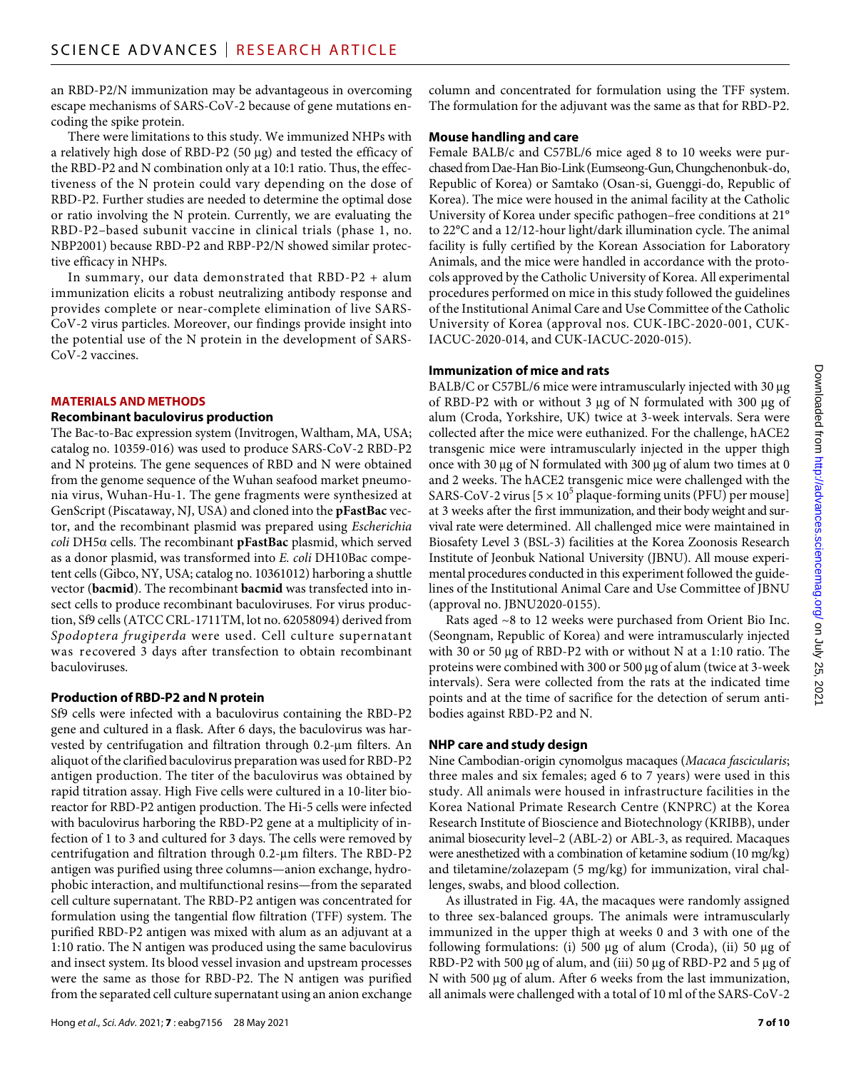an RBD-P2/N immunization may be advantageous in overcoming escape mechanisms of SARS-CoV-2 because of gene mutations encoding the spike protein.

There were limitations to this study. We immunized NHPs with a relatively high dose of RBD-P2 (50 μg) and tested the efficacy of the RBD-P2 and N combination only at a 10:1 ratio. Thus, the effectiveness of the N protein could vary depending on the dose of RBD-P2. Further studies are needed to determine the optimal dose or ratio involving the N protein. Currently, we are evaluating the RBD-P2–based subunit vaccine in clinical trials (phase 1, no. NBP2001) because RBD-P2 and RBP-P2/N showed similar protective efficacy in NHPs.

In summary, our data demonstrated that RBD-P2 + alum immunization elicits a robust neutralizing antibody response and provides complete or near-complete elimination of live SARS-CoV-2 virus particles. Moreover, our findings provide insight into the potential use of the N protein in the development of SARS-CoV-2 vaccines.

## MATERIALS AND METHODS

### Recombinant baculovirus production

The Bac-to-Bac expression system (Invitrogen, Waltham, MA, USA; catalog no. 10359-016) was used to produce SARS-CoV-2 RBD-P2 and N proteins. The gene sequences of RBD and N were obtained from the genome sequence of the Wuhan seafood market pneumonia virus, Wuhan-Hu-1. The gene fragments were synthesized at GenScript (Piscataway, NJ, USA) and cloned into the **pFastBac** vector, and the recombinant plasmid was prepared using *Escherichia coli* DH5α cells. The recombinant **pFastBac** plasmid, which served as a donor plasmid, was transformed into *E. coli* DH10Bac competent cells (Gibco, NY, USA; catalog no. 10361012) harboring a shuttle vector (**bacmid**). The recombinant **bacmid** was transfected into insect cells to produce recombinant baculoviruses. For virus production, Sf9 cells (ATCC CRL-1711TM, lot no. 62058094) derived from *Spodoptera frugiperda* were used. Cell culture supernatant was recovered 3 days after transfection to obtain recombinant baculoviruses.

### Production of RBD-P2 and N protein

Sf9 cells were infected with a baculovirus containing the RBD-P2 gene and cultured in a flask. After 6 days, the baculovirus was harvested by centrifugation and filtration through 0.2-μm filters. An aliquot of the clarified baculovirus preparation was used for RBD-P2 antigen production. The titer of the baculovirus was obtained by rapid titration assay. High Five cells were cultured in a 10-liter bioreactor for RBD-P2 antigen production. The Hi-5 cells were infected with baculovirus harboring the RBD-P2 gene at a multiplicity of infection of 1 to 3 and cultured for 3 days. The cells were removed by centrifugation and filtration through 0.2-μm filters. The RBD-P2 antigen was purified using three columns—anion exchange, hydrophobic interaction, and multifunctional resins—from the separated cell culture supernatant. The RBD-P2 antigen was concentrated for formulation using the tangential flow filtration (TFF) system. The purified RBD-P2 antigen was mixed with alum as an adjuvant at a 1:10 ratio. The N antigen was produced using the same baculovirus and insect system. Its blood vessel invasion and upstream processes were the same as those for RBD-P2. The N antigen was purified from the separated cell culture supernatant using an anion exchange column and concentrated for formulation using the TFF system. The formulation for the adjuvant was the same as that for RBD-P2.

### Mouse handling and care

Female BALB/c and C57BL/6 mice aged 8 to 10 weeks were purchased from Dae-Han Bio-Link (Eumseong-Gun, Chungchenonbuk-do, Republic of Korea) or Samtako (Osan-si, Guenggi-do, Republic of Korea). The mice were housed in the animal facility at the Catholic University of Korea under specific pathogen–free conditions at 21° to 22°C and a 12/12-hour light/dark illumination cycle. The animal facility is fully certified by the Korean Association for Laboratory Animals, and the mice were handled in accordance with the protocols approved by the Catholic University of Korea. All experimental procedures performed on mice in this study followed the guidelines of the Institutional Animal Care and Use Committee of the Catholic University of Korea (approval nos. CUK-IBC-2020-001, CUK-IACUC-2020-014, and CUK-IACUC-2020-015).

### Immunization of mice and rats

BALB/C or C57BL/6 mice were intramuscularly injected with 30 μg of RBD-P2 with or without 3 μg of N formulated with 300 μg of alum (Croda, Yorkshire, UK) twice at 3-week intervals. Sera were collected after the mice were euthanized. For the challenge, hACE2 transgenic mice were intramuscularly injected in the upper thigh once with 30 μg of N formulated with 300 μg of alum two times at 0 and 2 weeks. The hACE2 transgenic mice were challenged with the SARS-CoV-2 virus [$5 \times 10^5$ plaque-forming units (PFU) per mouse] at 3 weeks after the first immunization, and their body weight and survival rate were determined. All challenged mice were maintained in Biosafety Level 3 (BSL-3) facilities at the Korea Zoonosis Research Institute of Jeonbuk National University (JBNU). All mouse experimental procedures conducted in this experiment followed the guidelines of the Institutional Animal Care and Use Committee of JBNU (approval no. JBNU2020-0155).

Rats aged ~8 to 12 weeks were purchased from Orient Bio Inc. (Seongnam, Republic of Korea) and were intramuscularly injected with 30 or 50 μg of RBD-P2 with or without N at a 1:10 ratio. The proteins were combined with 300 or 500 μg of alum (twice at 3-week intervals). Sera were collected from the rats at the indicated time points and at the time of sacrifice for the detection of serum antibodies against RBD-P2 and N.

### NHP care and study design

Nine Cambodian-origin cynomolgus macaques (*Macaca fascicularis*; three males and six females; aged 6 to 7 years) were used in this study. All animals were housed in infrastructure facilities in the Korea National Primate Research Centre (KNPRC) at the Korea Research Institute of Bioscience and Biotechnology (KRIBB), under animal biosecurity level–2 (ABL-2) or ABL-3, as required. Macaques were anesthetized with a combination of ketamine sodium (10 mg/kg) and tiletamine/zolazepam (5 mg/kg) for immunization, viral challenges, swabs, and blood collection.

As illustrated in Fig. 4A, the macaques were randomly assigned to three sex-balanced groups. The animals were intramuscularly immunized in the upper thigh at weeks 0 and 3 with one of the following formulations: (i) 500 μg of alum (Croda), (ii) 50 μg of RBD-P2 with 500 μg of alum, and (iii) 50 μg of RBD-P2 and 5 μg of N with 500 μg of alum. After 6 weeks from the last immunization, all animals were challenged with a total of 10 ml of the SARS-CoV-2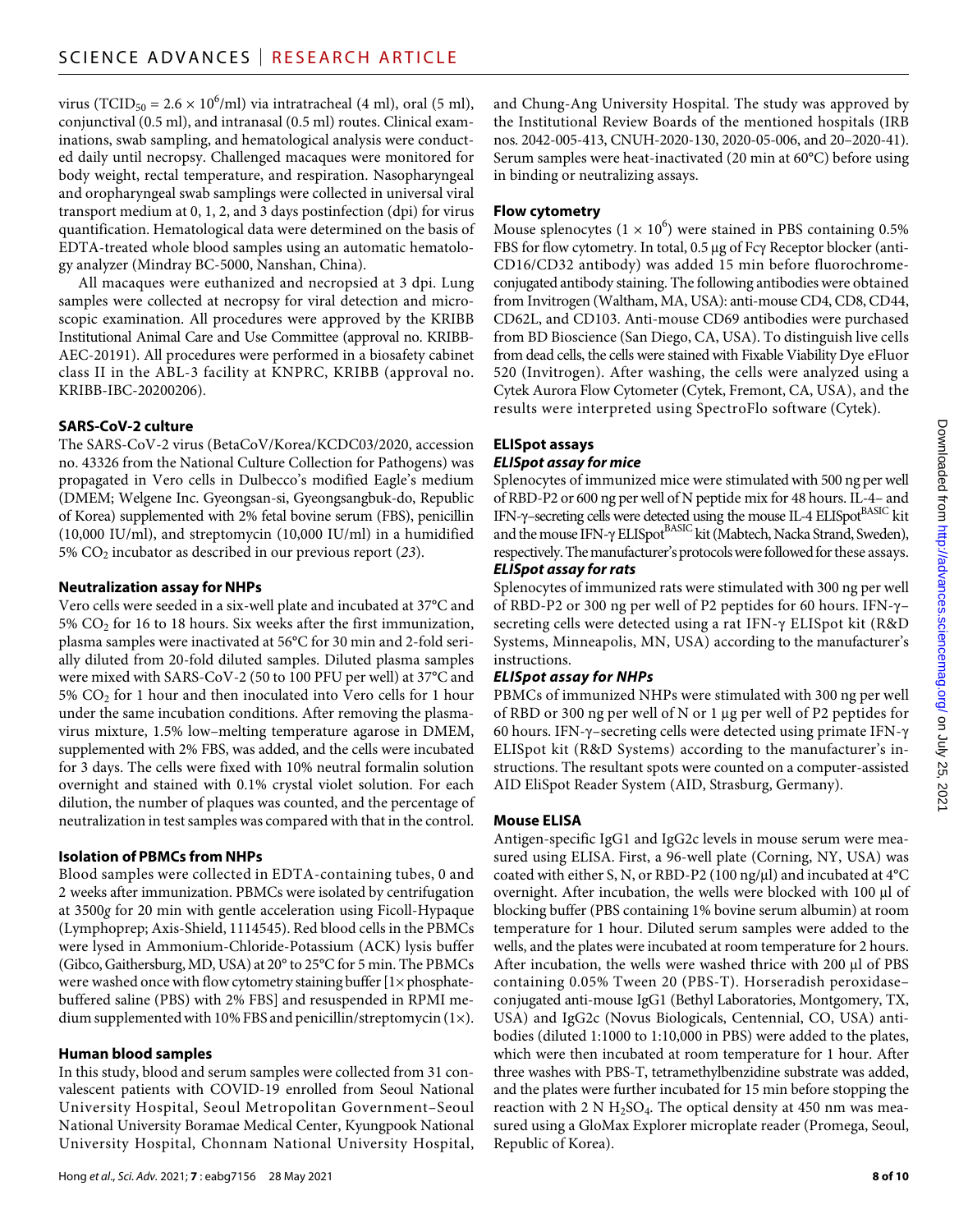virus ($TCID_{50} = 2.6 \times 10^6$/ml) via intratracheal (4 ml), oral (5 ml), conjunctival (0.5 ml), and intranasal (0.5 ml) routes. Clinical examinations, swab sampling, and hematological analysis were conducted daily until necropsy. Challenged macaques were monitored for body weight, rectal temperature, and respiration. Nasopharyngeal and oropharyngeal swab samplings were collected in universal viral transport medium at 0, 1, 2, and 3 days postinfection (dpi) for virus quantification. Hematological data were determined on the basis of EDTA-treated whole blood samples using an automatic hematology analyzer (Mindray BC-5000, Nanshan, China).

All macaques were euthanized and necropsied at 3 dpi. Lung samples were collected at necropsy for viral detection and microscopic examination. All procedures were approved by the KRIBB Institutional Animal Care and Use Committee (approval no. KRIBB-AEC-20191). All procedures were performed in a biosafety cabinet class II in the ABL-3 facility at KNPRC, KRIBB (approval no. KRIBB-IBC-20200206).

### SARS-CoV-2 culture

The SARS-CoV-2 virus (BetaCoV/Korea/KCDC03/2020, accession no. 43326 from the National Culture Collection for Pathogens) was propagated in Vero cells in Dulbecco's modified Eagle's medium (DMEM; Welgene Inc. Gyeongsan-si, Gyeongsangbuk-do, Republic of Korea) supplemented with 2% fetal bovine serum (FBS), penicillin (10,000 IU/ml), and streptomycin (10,000 IU/ml) in a humidified 5% $CO_2$ incubator as described in our previous report (*23*).

### Neutralization assay for NHPs

Vero cells were seeded in a six-well plate and incubated at 37°C and 5% $CO_2$ for 16 to 18 hours. Six weeks after the first immunization, plasma samples were inactivated at 56°C for 30 min and 2-fold serially diluted from 20-fold diluted samples. Diluted plasma samples were mixed with SARS-CoV-2 (50 to 100 PFU per well) at 37°C and 5% $CO_2$ for 1 hour and then inoculated into Vero cells for 1 hour under the same incubation conditions. After removing the plasma-virus mixture, 1.5% low–melting temperature agarose in DMEM, supplemented with 2% FBS, was added, and the cells were incubated for 3 days. The cells were fixed with 10% neutral formalin solution overnight and stained with 0.1% crystal violet solution. For each dilution, the number of plaques was counted, and the percentage of neutralization in test samples was compared with that in the control.

### Isolation of PBMCs from NHPs

Blood samples were collected in EDTA-containing tubes, 0 and 2 weeks after immunization. PBMCs were isolated by centrifugation at 3500*g* for 20 min with gentle acceleration using Ficoll-Hypaque (Lymphoprep; Axis-Shield, 1114545). Red blood cells in the PBMCs were lysed in Ammonium-Chloride-Potassium (ACK) lysis buffer (Gibco, Gaithersburg, MD, USA) at 20° to 25°C for 5 min. The PBMCs were washed once with flow cytometry staining buffer [1× phosphate-buffered saline (PBS) with 2% FBS] and resuspended in RPMI medium supplemented with 10% FBS and penicillin/streptomycin (1×).

### Human blood samples

In this study, blood and serum samples were collected from 31 convalescent patients with COVID-19 enrolled from Seoul National University Hospital, Seoul Metropolitan Government–Seoul National University Boramae Medical Center, Kyungpook National University Hospital, Chonnam National University Hospital, and Chung-Ang University Hospital. The study was approved by the Institutional Review Boards of the mentioned hospitals (IRB nos. 2042-005-413, CNUH-2020-130, 2020-05-006, and 20–2020-41). Serum samples were heat-inactivated (20 min at 60°C) before using in binding or neutralizing assays.

### Flow cytometry

Mouse splenocytes ($1 \times 10^6$) were stained in PBS containing 0.5% FBS for flow cytometry. In total, 0.5 μg of Fcγ Receptor blocker (anti-CD16/CD32 antibody) was added 15 min before fluorochrome-conjugated antibody staining. The following antibodies were obtained from Invitrogen (Waltham, MA, USA): anti-mouse CD4, CD8, CD44, CD62L, and CD103. Anti-mouse CD69 antibodies were purchased from BD Bioscience (San Diego, CA, USA). To distinguish live cells from dead cells, the cells were stained with Fixable Viability Dye eFluor 520 (Invitrogen). After washing, the cells were analyzed using a Cytek Aurora Flow Cytometer (Cytek, Fremont, CA, USA), and the results were interpreted using SpectroFlo software (Cytek).

### ELISpot assays

#### *ELISpot assay for mice*

Splenocytes of immunized mice were stimulated with 500 ng per well of RBD-P2 or 600 ng per well of N peptide mix for 48 hours. IL-4– and IFN-γ–secreting cells were detected using the mouse IL-4 ELISpot[BASIC] kit and the mouse IFN-γ ELISpot[BASIC] kit (Mabtech, Nacka Strand, Sweden), respectively. The manufacturer's protocols were followed for these assays.

#### *ELISpot assay for rats*

Splenocytes of immunized rats were stimulated with 300 ng per well of RBD-P2 or 300 ng per well of P2 peptides for 60 hours. IFN-γ–secreting cells were detected using a rat IFN-γ ELISpot kit (R&D Systems, Minneapolis, MN, USA) according to the manufacturer's instructions.

#### *ELISpot assay for NHPs*

PBMCs of immunized NHPs were stimulated with 300 ng per well of RBD or 300 ng per well of N or 1 μg per well of P2 peptides for 60 hours. IFN-γ–secreting cells were detected using primate IFN-γ ELISpot kit (R&D Systems) according to the manufacturer's instructions. The resultant spots were counted on a computer-assisted AID EliSpot Reader System (AID, Strasburg, Germany).

### Mouse ELISA

Antigen-specific IgG1 and IgG2c levels in mouse serum were measured using ELISA. First, a 96-well plate (Corning, NY, USA) was coated with either S, N, or RBD-P2 (100 ng/μl) and incubated at 4°C overnight. After incubation, the wells were blocked with 100 μl of blocking buffer (PBS containing 1% bovine serum albumin) at room temperature for 1 hour. Diluted serum samples were added to the wells, and the plates were incubated at room temperature for 2 hours. After incubation, the wells were washed thrice with 200 μl of PBS containing 0.05% Tween 20 (PBS-T). Horseradish peroxidase–conjugated anti-mouse IgG1 (Bethyl Laboratories, Montgomery, TX, USA) and IgG2c (Novus Biologicals, Centennial, CO, USA) antibodies (diluted 1:1000 to 1:10,000 in PBS) were added to the plates, which were then incubated at room temperature for 1 hour. After three washes with PBS-T, tetramethylbenzidine substrate was added, and the plates were further incubated for 15 min before stopping the reaction with 2 N $H_2SO_4$. The optical density at 450 nm was measured using a GloMax Explorer microplate reader (Promega, Seoul, Republic of Korea).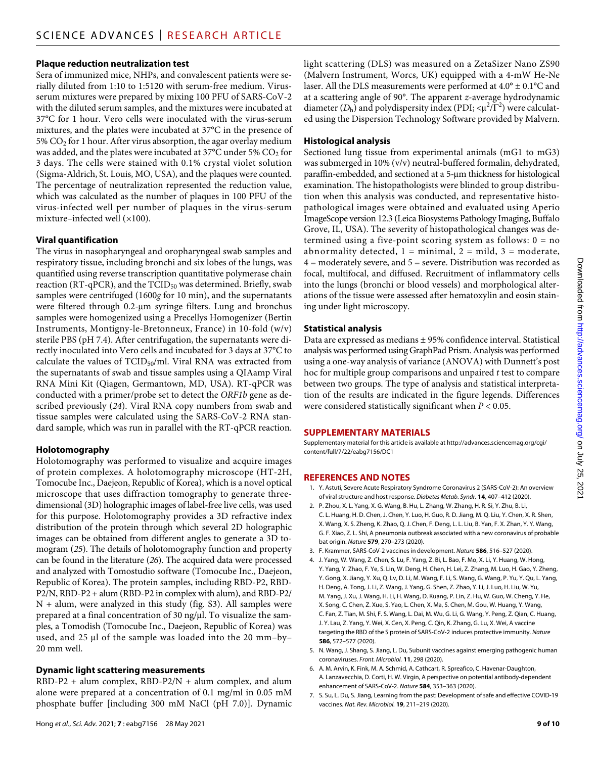### Plaque reduction neutralization test

Sera of immunized mice, NHPs, and convalescent patients were serially diluted from 1:10 to 1:5120 with serum-free medium. Virus-serum mixtures were prepared by mixing 100 PFU of SARS-CoV-2 with the diluted serum samples, and the mixtures were incubated at 37°C for 1 hour. Vero cells were inoculated with the virus-serum mixtures, and the plates were incubated at 37°C in the presence of 5% $CO_2$ for 1 hour. After virus absorption, the agar overlay medium was added, and the plates were incubated at 37°C under 5% $CO_2$ for 3 days. The cells were stained with 0.1% crystal violet solution (Sigma-Aldrich, St. Louis, MO, USA), and the plaques were counted. The percentage of neutralization represented the reduction value, which was calculated as the number of plaques in 100 PFU of the virus-infected well per number of plaques in the virus-serum mixture–infected well (×100).

### Viral quantification

The virus in nasopharyngeal and oropharyngeal swab samples and respiratory tissue, including bronchi and six lobes of the lungs, was quantified using reverse transcription quantitative polymerase chain reaction (RT-qPCR), and the $TCID_{50}$ was determined. Briefly, swab samples were centrifuged (1600*g* for 10 min), and the supernatants were filtered through 0.2-μm syringe filters. Lung and bronchus samples were homogenized using a Precellys Homogenizer (Bertin Instruments, Montigny-le-Bretonneux, France) in 10-fold (w/v) sterile PBS (pH 7.4). After centrifugation, the supernatants were directly inoculated into Vero cells and incubated for 3 days at 37°C to calculate the values of $TCID_{50}$/ml. Viral RNA was extracted from the supernatants of swab and tissue samples using a QIAamp Viral RNA Mini Kit (Qiagen, Germantown, MD, USA). RT-qPCR was conducted with a primer/probe set to detect the *ORF1b* gene as described previously (*24*). Viral RNA copy numbers from swab and tissue samples were calculated using the SARS-CoV-2 RNA standard sample, which was run in parallel with the RT-qPCR reaction.

### Holotomography

Holotomography was performed to visualize and acquire images of protein complexes. A holotomography microscope (HT-2H, Tomocube Inc., Daejeon, Republic of Korea), which is a novel optical microscope that uses diffraction tomography to generate three-dimensional (3D) holographic images of label-free live cells, was used for this purpose. Holotomography provides a 3D refractive index distribution of the protein through which several 2D holographic images can be obtained from different angles to generate a 3D tomogram (*25*). The details of holotomography function and property can be found in the literature (*26*). The acquired data were processed and analyzed with Tomostudio software (Tomocube Inc., Daejeon, Republic of Korea). The protein samples, including RBD-P2, RBD-P2/N, RBD-P2 + alum (RBD-P2 in complex with alum), and RBD-P2/N + alum, were analyzed in this study (fig. S3). All samples were prepared at a final concentration of 30 ng/μl. To visualize the samples, a Tomodish (Tomocube Inc., Daejeon, Republic of Korea) was used, and 25 μl of the sample was loaded into the 20 mm–by–20 mm well.

### Dynamic light scattering measurements

RBD-P2 + alum complex, RBD-P2/N + alum complex, and alum alone were prepared at a concentration of 0.1 mg/ml in 0.05 mM phosphate buffer [including 300 mM NaCl (pH 7.0)]. Dynamic light scattering (DLS) was measured on a ZetaSizer Nano ZS90 (Malvern Instrument, Worcs, UK) equipped with a 4-mW He-Ne laser. All the DLS measurements were performed at 4.0° ± 0.1°C and at a scattering angle of 90°. The apparent *z*-average hydrodynamic diameter ($D_h$) and polydispersity index (PDI; $<\mu^2/\Gamma^2$) were calculated using the Dispersion Technology Software provided by Malvern.

### Histological analysis

Sectioned lung tissue from experimental animals (mG1 to mG3) was submerged in 10% (v/v) neutral-buffered formalin, dehydrated, paraffin-embedded, and sectioned at a 5-μm thickness for histological examination. The histopathologists were blinded to group distribution when this analysis was conducted, and representative histopathological images were obtained and evaluated using Aperio ImageScope version 12.3 (Leica Biosystems Pathology Imaging, Buffalo Grove, IL, USA). The severity of histopathological changes was determined using a five-point scoring system as follows: 0 = no abnormality detected, 1 = minimal, 2 = mild, 3 = moderate, 4 = moderately severe, and 5 = severe. Distribution was recorded as focal, multifocal, and diffused. Recruitment of inflammatory cells into the lungs (bronchi or blood vessels) and morphological alterations of the tissue were assessed after hematoxylin and eosin staining under light microscopy.

### Statistical analysis

Data are expressed as medians ± 95% confidence interval. Statistical analysis was performed using GraphPad Prism. Analysis was performed using a one-way analysis of variance (ANOVA) with Dunnett's post hoc for multiple group comparisons and unpaired *t* test to compare between two groups. The type of analysis and statistical interpretation of the results are indicated in the figure legends. Differences were considered statistically significant when $P < 0.05$.

## SUPPLEMENTARY MATERIALS

Supplementary material for this article is available at http://advances.sciencemag.org/cgi/content/full/7/22/eabg7156/DC1

## REFERENCES AND NOTES

1. Y. Astuti, Severe Acute Respiratory Syndrome Coronavirus 2 (SARS-CoV-2): An overview of viral structure and host response. *Diabetes Metab. Syndr.* **14**, 407–412 (2020).
2. P. Zhou, X. L. Yang, X. G. Wang, B. Hu, L. Zhang, W. Zhang, H. R. Si, Y. Zhu, B. Li, C. L. Huang, H. D. Chen, J. Chen, Y. Luo, H. Guo, R. D. Jiang, M. Q. Liu, Y. Chen, X. R. Shen, X. Wang, X. S. Zheng, K. Zhao, Q. J. Chen, F. Deng, L. L. Liu, B. Yan, F. X. Zhan, Y. Y. Wang, G. F. Xiao, Z. L. Shi, A pneumonia outbreak associated with a new coronavirus of probable bat origin. *Nature* **579**, 270–273 (2020).
3. F. Krammer, SARS-CoV-2 vaccines in development. *Nature* **586**, 516–527 (2020).
4. J. Yang, W. Wang, Z. Chen, S. Lu, F. Yang, Z. Bi, L. Bao, F. Mo, X. Li, Y. Huang, W. Hong, Y. Yang, Y. Zhao, F. Ye, S. Lin, W. Deng, H. Chen, H. Lei, Z. Zhang, M. Luo, H. Gao, Y. Zheng, Y. Gong, X. Jiang, Y. Xu, Q. Lv, D. Li, M. Wang, F. Li, S. Wang, G. Wang, P. Yu, Y. Qu, L. Yang, H. Deng, A. Tong, J. Li, Z. Wang, J. Yang, G. Shen, Z. Zhao, Y. Li, J. Luo, H. Liu, W. Yu, M. Yang, J. Xu, J. Wang, H. Li, H. Wang, D. Kuang, P. Lin, Z. Hu, W. Guo, W. Cheng, Y. He, X. Song, C. Chen, Z. Xue, S. Yao, L. Chen, X. Ma, S. Chen, M. Gou, W. Huang, Y. Wang, C. Fan, Z. Tian, M. Shi, F. S. Wang, L. Dai, M. Wu, G. Li, G. Wang, Y. Peng, Z. Qian, C. Huang, J. Y. Lau, Z. Yang, Y. Wei, X. Cen, X. Peng, C. Qin, K. Zhang, G. Lu, X. Wei, A vaccine targeting the RBD of the S protein of SARS-CoV-2 induces protective immunity. *Nature* **586**, 572–577 (2020).
5. N. Wang, J. Shang, S. Jiang, L. Du, Subunit vaccines against emerging pathogenic human coronaviruses. *Front. Microbiol.* **11**, 298 (2020).
6. A. M. Arvin, K. Fink, M. A. Schmid, A. Cathcart, R. Spreafico, C. Havenar-Daughton, A. Lanzavecchia, D. Corti, H. W. Virgin, A perspective on potential antibody-dependent enhancement of SARS-CoV-2. *Nature* **584**, 353–363 (2020).
7. S. Su, L. Du, S. Jiang, Learning from the past: Development of safe and effective COVID-19 vaccines. *Nat. Rev. Microbiol.* **19**, 211–219 (2020).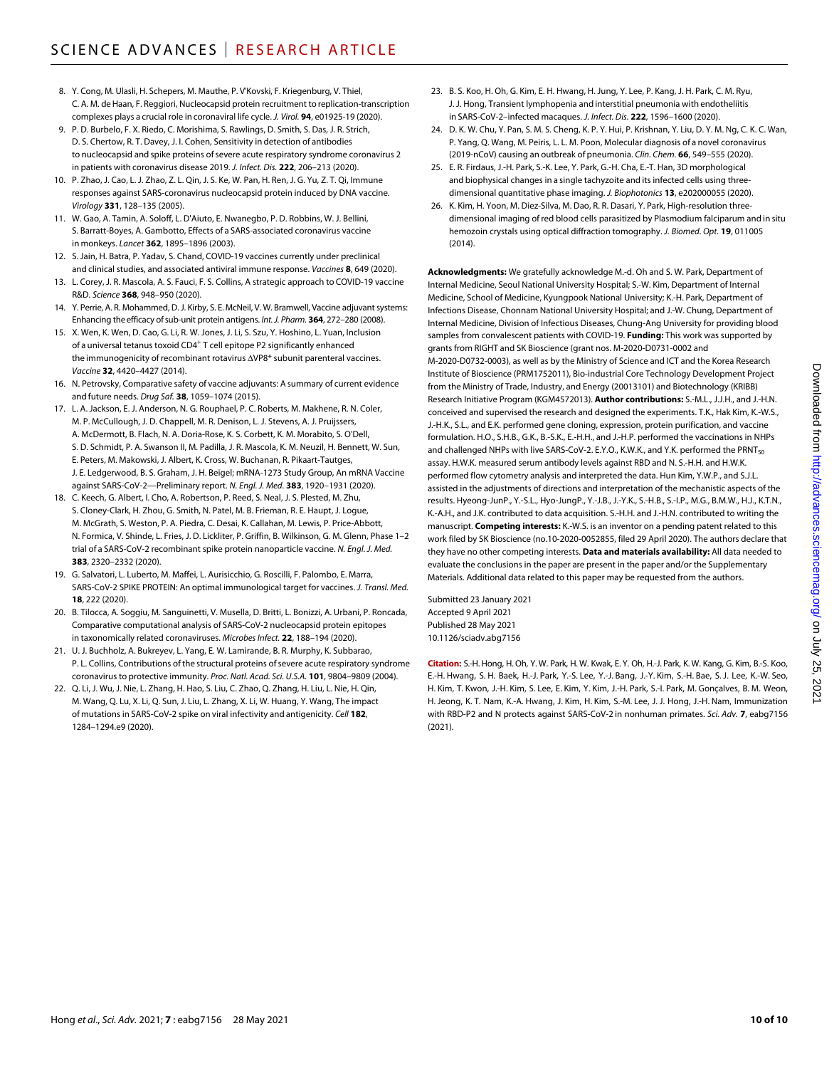8. Y. Cong, M. Ulasli, H. Schepers, M. Mauthe, P. V'Kovski, F. Kriegenburg, V. Thiel, C. A. M. de Haan, F. Reggiori, Nucleocapsid protein recruitment to replication-transcription complexes plays a crucial role in coronaviral life cycle. *J. Virol.* **94**, e01925-19 (2020).
9. P. D. Burbelo, F. X. Riedo, C. Morishima, S. Rawlings, D. Smith, S. Das, J. R. Strich, D. S. Chertow, R. T. Davey, J. I. Cohen, Sensitivity in detection of antibodies to nucleocapsid and spike proteins of severe acute respiratory syndrome coronavirus 2 in patients with coronavirus disease 2019. *J. Infect. Dis.* **222**, 206–213 (2020).
10. P. Zhao, J. Cao, L. J. Zhao, Z. L. Qin, J. S. Ke, W. Pan, H. Ren, J. G. Yu, Z. T. Qi, Immune responses against SARS-coronavirus nucleocapsid protein induced by DNA vaccine. *Virology* **331**, 128–135 (2005).
11. W. Gao, A. Tamin, A. Soloff, L. D'Aiuto, E. Nwanegbo, P. D. Robbins, W. J. Bellini, S. Barratt-Boyes, A. Gambotto, Effects of a SARS-associated coronavirus vaccine in monkeys. *Lancet* **362**, 1895–1896 (2003).
12. S. Jain, H. Batra, P. Yadav, S. Chand, COVID-19 vaccines currently under preclinical and clinical studies, and associated antiviral immune response. *Vaccines* **8**, 649 (2020).
13. L. Corey, J. R. Mascola, A. S. Fauci, F. S. Collins, A strategic approach to COVID-19 vaccine R&D. *Science* **368**, 948–950 (2020).
14. Y. Perrie, A. R. Mohammed, D. J. Kirby, S. E. McNeil, V. W. Bramwell, Vaccine adjuvant systems: Enhancing the efficacy of sub-unit protein antigens. *Int. J. Pharm.* **364**, 272–280 (2008).
15. X. Wen, K. Wen, D. Cao, G. Li, R. W. Jones, J. Li, S. Szu, Y. Hoshino, L. Yuan, Inclusion of a universal tetanus toxoid $CD4^+$ T cell epitope P2 significantly enhanced the immunogenicity of recombinant rotavirus ΔVP8* subunit parenteral vaccines. *Vaccine* **32**, 4420–4427 (2014).
16. N. Petrovsky, Comparative safety of vaccine adjuvants: A summary of current evidence and future needs. *Drug Saf.* **38**, 1059–1074 (2015).
17. L. A. Jackson, E. J. Anderson, N. G. Rouphael, P. C. Roberts, M. Makhene, R. N. Coler, M. P. McCullough, J. D. Chappell, M. R. Denison, L. J. Stevens, A. J. Pruijssers, A. McDermott, B. Flach, N. A. Doria-Rose, K. S. Corbett, K. M. Morabito, S. O'Dell, S. D. Schmidt, P. A. Swanson II, M. Padilla, J. R. Mascola, K. M. Neuzil, H. Bennett, W. Sun, E. Peters, M. Makowski, J. Albert, K. Cross, W. Buchanan, R. Pikaart-Tautges, J. E. Ledgerwood, B. S. Graham, J. H. Beigel; mRNA-1273 Study Group, An mRNA Vaccine against SARS-CoV-2—Preliminary report. *N. Engl. J. Med.* **383**, 1920–1931 (2020).
18. C. Keech, G. Albert, I. Cho, A. Robertson, P. Reed, S. Neal, J. S. Plested, M. Zhu, S. Cloney-Clark, H. Zhou, G. Smith, N. Patel, M. B. Frieman, R. E. Haupt, J. Logue, M. McGrath, S. Weston, P. A. Piedra, C. Desai, K. Callahan, M. Lewis, P. Price-Abbott, N. Formica, V. Shinde, L. Fries, J. D. Lickliter, P. Griffin, B. Wilkinson, G. M. Glenn, Phase 1–2 trial of a SARS-CoV-2 recombinant spike protein nanoparticle vaccine. *N. Engl. J. Med.* **383**, 2320–2332 (2020).
19. G. Salvatori, L. Luberto, M. Maffei, L. Aurisicchio, G. Roscilli, F. Palombo, E. Marra, SARS-CoV-2 SPIKE PROTEIN: An optimal immunological target for vaccines. *J. Transl. Med.* **18**, 222 (2020).
20. B. Tilocca, A. Soggiu, M. Sanguinetti, V. Musella, D. Britti, L. Bonizzi, A. Urbani, P. Roncada, Comparative computational analysis of SARS-CoV-2 nucleocapsid protein epitopes in taxonomically related coronaviruses. *Microbes Infect.* **22**, 188–194 (2020).
21. U. J. Buchholz, A. Bukreyev, L. Yang, E. W. Lamirande, B. R. Murphy, K. Subbarao, P. L. Collins, Contributions of the structural proteins of severe acute respiratory syndrome coronavirus to protective immunity. *Proc. Natl. Acad. Sci. U.S.A.* **101**, 9804–9809 (2004).
22. Q. Li, J. Wu, J. Nie, L. Zhang, H. Hao, S. Liu, C. Zhao, Q. Zhang, H. Liu, L. Nie, H. Qin, M. Wang, Q. Lu, X. Li, Q. Sun, J. Liu, L. Zhang, X. Li, W. Huang, Y. Wang, The impact of mutations in SARS-CoV-2 spike on viral infectivity and antigenicity. *Cell* **182**, 1284–1294.e9 (2020).
23. B. S. Koo, H. Oh, G. Kim, E. H. Hwang, H. Jung, Y. Lee, P. Kang, J. H. Park, C. M. Ryu, J. J. Hong, Transient lymphopenia and interstitial pneumonia with endotheliitis in SARS-CoV-2–infected macaques. *J. Infect. Dis.* **222**, 1596–1600 (2020).
24. D. K. W. Chu, Y. Pan, S. M. S. Cheng, K. P. Y. Hui, P. Krishnan, Y. Liu, D. Y. M. Ng, C. K. C. Wan, P. Yang, Q. Wang, M. Peiris, L. L. M. Poon, Molecular diagnosis of a novel coronavirus (2019-nCoV) causing an outbreak of pneumonia. *Clin. Chem.* **66**, 549–555 (2020).
25. E. R. Firdaus, J.-H. Park, S.-K. Lee, Y. Park, G.-H. Cha, E.-T. Han, 3D morphological and biophysical changes in a single tachyzoite and its infected cells using three-dimensional quantitative phase imaging. *J. Biophotonics* **13**, e202000055 (2020).
26. K. Kim, H. Yoon, M. Diez-Silva, M. Dao, R. R. Dasari, Y. Park, High-resolution three-dimensional imaging of red blood cells parasitized by Plasmodium falciparum and in situ hemozoin crystals using optical diffraction tomography. *J. Biomed. Opt.* **19**, 011005 (2014).

**Acknowledgments:** We gratefully acknowledge M.-d. Oh and S. W. Park, Department of Internal Medicine, Seoul National University Hospital; S.-W. Kim, Department of Internal Medicine, School of Medicine, Kyungpook National University; K.-H. Park, Department of Infections Disease, Chonnam National University Hospital; and J.-W. Chung, Department of Internal Medicine, Division of Infectious Diseases, Chung-Ang University for providing blood samples from convalescent patients with COVID-19. **Funding:** This work was supported by grants from RIGHT and SK Bioscience (grant nos. M-2020-D0731-0002 and M-2020-D0732-0003), as well as by the Ministry of Science and ICT and the Korea Research Institute of Bioscience (PRM1752011), Bio-industrial Core Technology Development Project from the Ministry of Trade, Industry, and Energy (20013101) and Biotechnology (KRIBB) Research Initiative Program (KGM4572013). **Author contributions:** S.-M.L., J.J.H., and J.-H.N. conceived and supervised the research and designed the experiments. T.K., Hak Kim, K.-W.S., J.-H.K., S.L., and E.K. performed gene cloning, expression, protein purification, and vaccine formulation. H.O., S.H.B., G.K., B.-S.K., E.-H.H., and J.-H.P. performed the vaccinations in NHPs and challenged NHPs with live SARS-CoV-2. E.Y.O., K.W.K., and Y.K. performed the $PRNT_{50}$ assay. H.W.K. measured serum antibody levels against RBD and N. S.-H.H. and H.W.K. performed flow cytometry analysis and interpreted the data. Hun Kim, Y.W.P., and S.J.L. assisted in the adjustments of directions and interpretation of the mechanistic aspects of the results. Hyeong-JunP., Y.-S.L., Hyo-JungP., Y.-J.B., J.-Y.K., S.-H.B., S.-I.P., M.G., B.M.W., H.J., K.T.N., K.-A.H., and J.K. contributed to data acquisition. S.-H.H. and J.-H.N. contributed to writing the manuscript. **Competing interests:** K.-W.S. is an inventor on a pending patent related to this work filed by SK Bioscience (no.10-2020-0052855, filed 29 April 2020). The authors declare that they have no other competing interests. **Data and materials availability:** All data needed to evaluate the conclusions in the paper are present in the paper and/or the Supplementary Materials. Additional data related to this paper may be requested from the authors.

Submitted 23 January 2021
Accepted 9 April 2021
Published 28 May 2021
10.1126/sciadv.abg7156

**Citation:** S.-H. Hong, H. Oh, Y. W. Park, H. W. Kwak, E. Y. Oh, H.-J. Park, K. W. Kang, G. Kim, B.-S. Koo, E.-H. Hwang, S. H. Baek, H.-J. Park, Y.-S. Lee, Y.-J. Bang, J.-Y. Kim, S.-H. Bae, S. J. Lee, K.-W. Seo, H. Kim, T. Kwon, J.-H. Kim, S. Lee, E. Kim, Y. Kim, J.-H. Park, S.-I. Park, M. Gonçalves, B. M. Weon, H. Jeong, K. T. Nam, K.-A. Hwang, J. Kim, H. Kim, S.-M. Lee, J. J. Hong, J.-H. Nam, Immunization with RBD-P2 and N protects against SARS-CoV-2 in nonhuman primates. *Sci. Adv.* **7**, eabg7156 (2021).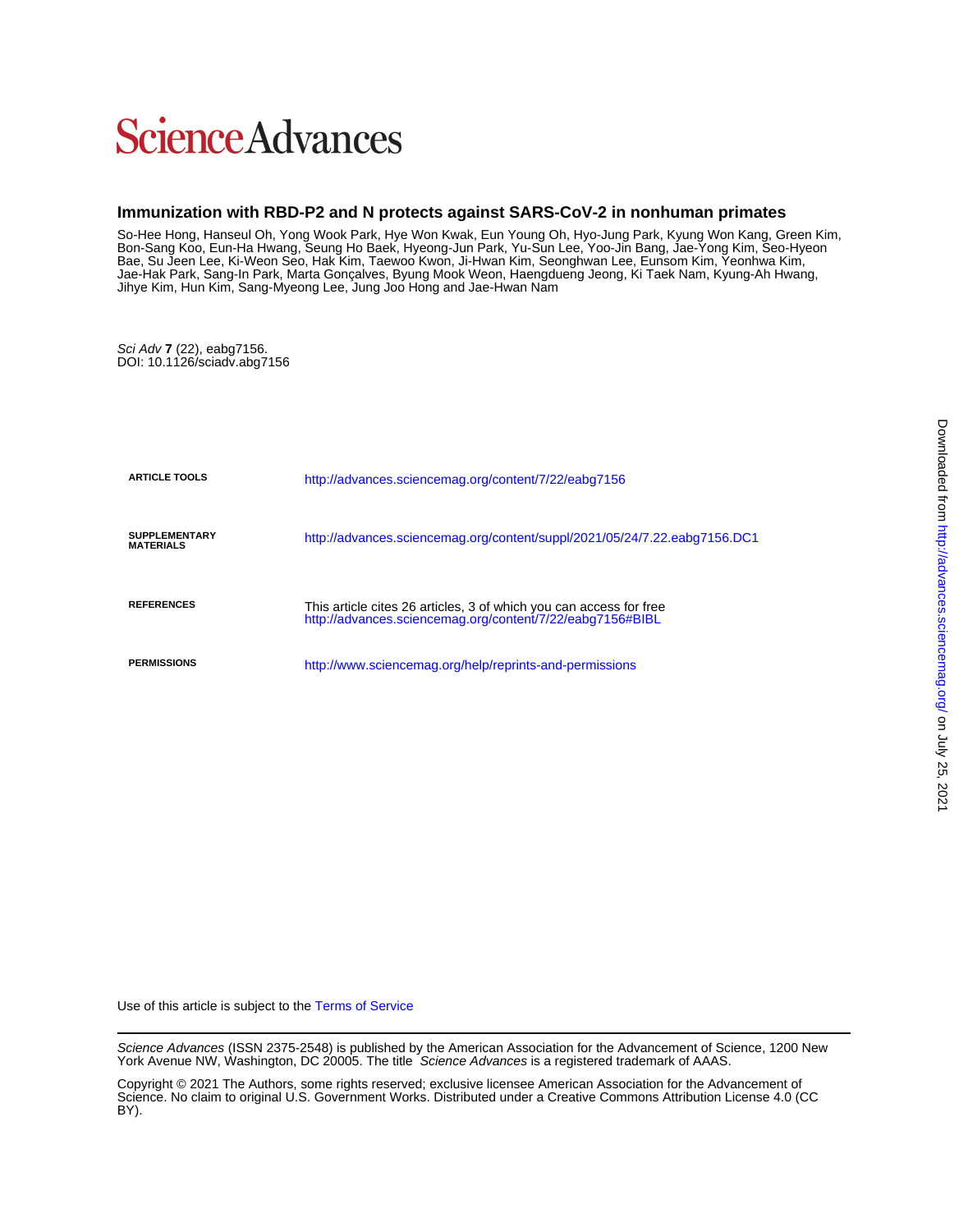# ScienceAdvances

## Immunization with RBD-P2 and N protects against SARS-CoV-2 in nonhuman primates

So-Hee Hong, Hanseul Oh, Yong Wook Park, Hye Won Kwak, Eun Young Oh, Hyo-Jung Park, Kyung Won Kang, Green Kim, Bon-Sang Koo, Eun-Ha Hwang, Seung Ho Baek, Hyeong-Jun Park, Yu-Sun Lee, Yoo-Jin Bang, Jae-Yong Kim, Seo-Hyeon Bae, Su Jeen Lee, Ki-Weon Seo, Hak Kim, Taewoo Kwon, Ji-Hwan Kim, Seonghwan Lee, Eunsom Kim, Yeonhwa Kim, Jae-Hak Park, Sang-In Park, Marta Gonçalves, Byung Mook Weon, Haengdueng Jeong, Ki Taek Nam, Kyung-Ah Hwang, Jihye Kim, Hun Kim, Sang-Myeong Lee, Jung Joo Hong and Jae-Hwan Nam

*Sci Adv* **7** (22), eabg7156.
DOI: 10.1126/sciadv.abg7156

| | |
|---|---|
| **ARTICLE TOOLS** | http://advances.sciencemag.org/content/7/22/eabg7156 |
| **SUPPLEMENTARY MATERIALS** | http://advances.sciencemag.org/content/suppl/2021/05/24/7.22.eabg7156.DC1 |
| **REFERENCES** | This article cites 26 articles, 3 of which you can access for free http://advances.sciencemag.org/content/7/22/eabg7156#BIBL |
| **PERMISSIONS** | http://www.sciencemag.org/help/reprints-and-permissions |

Use of this article is subject to the Terms of Service

*Science Advances* (ISSN 2375-2548) is published by the American Association for the Advancement of Science, 1200 New York Avenue NW, Washington, DC 20005. The title *Science Advances* is a registered trademark of AAAS.

Copyright © 2021 The Authors, some rights reserved; exclusive licensee American Association for the Advancement of Science. No claim to original U.S. Government Works. Distributed under a Creative Commons Attribution License 4.0 (CC BY).

Downloaded from http://advances.sciencemag.org/ on July 25, 2021